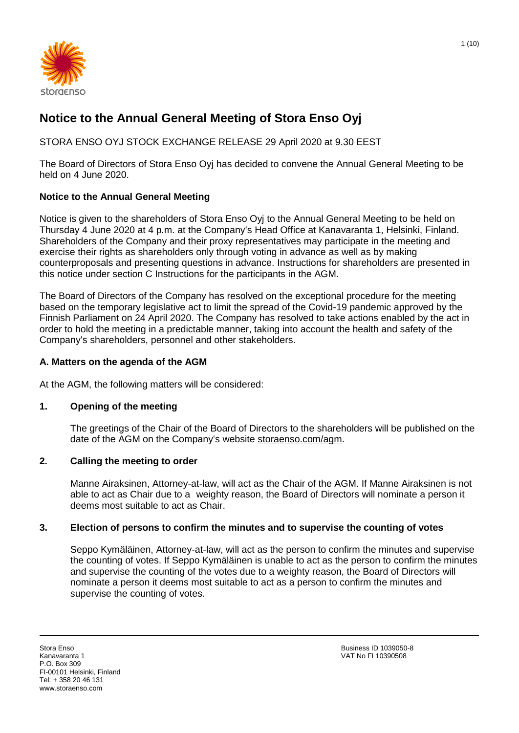# Notice to the Annual General Meeting of Stora Enso Oyj

STORA ENSO OYJ STOCK EXCHANGE RELEASE 29 April 2020 at 9.30 EEST

The Board of Directors of Stora Enso Oyj has decided to convene the Annual General Meeting to be held on 4 June 2020.

## Notice to the Annual General Meeting

Notice is given to the shareholders of Stora Enso Oyj to the Annual General Meeting to be held on Thursday 4 June 2020 at 4 p.m. at the Company's Head Office at Kanavaranta 1, Helsinki, Finland. Shareholders of the Company and their proxy representatives may participate in the meeting and exercise their rights as shareholders only through voting in advance as well as by making counterproposals and presenting questions in advance. Instructions for shareholders are presented in this notice under section C Instructions for the participants in the AGM.

The Board of Directors of the Company has resolved on the exceptional procedure for the meeting based on the temporary legislative act to limit the spread of the Covid-19 pandemic approved by the Finnish Parliament on 24 April 2020. The Company has resolved to take actions enabled by the act in order to hold the meeting in a predictable manner, taking into account the health and safety of the Company's shareholders, personnel and other stakeholders.

## A. Matters on the agenda of the AGM

At the AGM, the following matters will be considered:

### 1. Opening of the meeting

The greetings of the Chair of the Board of Directors to the shareholders will be published on the date of the AGM on the Company's website storaenso.com/agm.

### 2. Calling the meeting to order

Manne Airaksinen, Attorney-at-law, will act as the Chair of the AGM. If Manne Airaksinen is not able to act as Chair due to a weighty reason, the Board of Directors will nominate a person it deems most suitable to act as Chair.

### 3. Election of persons to confirm the minutes and to supervise the counting of votes

Seppo Kymäläinen, Attorney-at-law, will act as the person to confirm the minutes and supervise the counting of votes. If Seppo Kymäläinen is unable to act as the person to confirm the minutes and supervise the counting of the votes due to a weighty reason, the Board of Directors will nominate a person it deems most suitable to act as a person to confirm the minutes and supervise the counting of votes.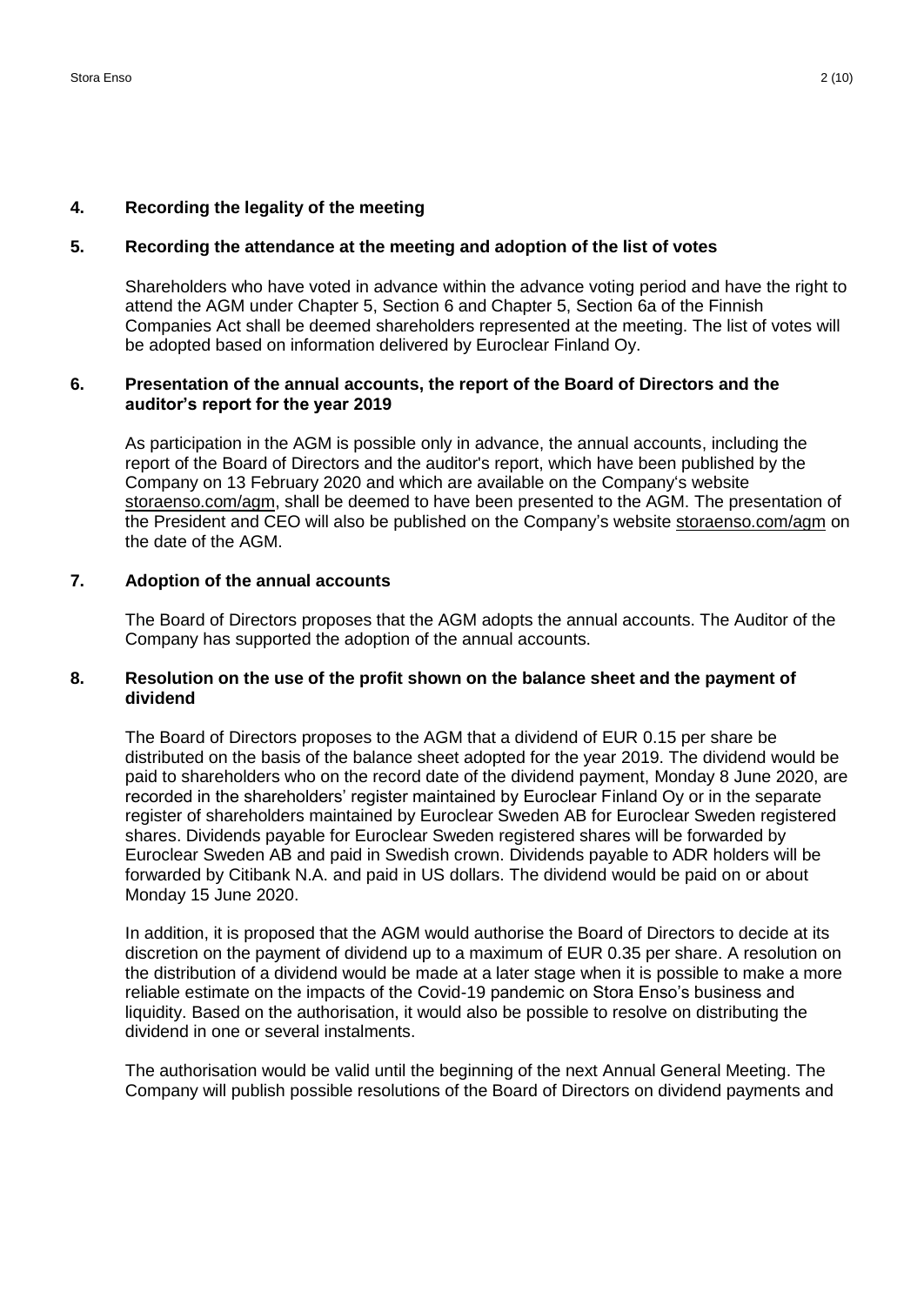## 4. Recording the legality of the meeting

## 5. Recording the attendance at the meeting and adoption of the list of votes

Shareholders who have voted in advance within the advance voting period and have the right to attend the AGM under Chapter 5, Section 6 and Chapter 5, Section 6a of the Finnish Companies Act shall be deemed shareholders represented at the meeting. The list of votes will be adopted based on information delivered by Euroclear Finland Oy.

## 6. Presentation of the annual accounts, the report of the Board of Directors and the auditor's report for the year 2019

As participation in the AGM is possible only in advance, the annual accounts, including the report of the Board of Directors and the auditor's report, which have been published by the Company on 13 February 2020 and which are available on the Company's website storaenso.com/agm, shall be deemed to have been presented to the AGM. The presentation of the President and CEO will also be published on the Company's website storaenso.com/agm on the date of the AGM.

## 7. Adoption of the annual accounts

The Board of Directors proposes that the AGM adopts the annual accounts. The Auditor of the Company has supported the adoption of the annual accounts.

## 8. Resolution on the use of the profit shown on the balance sheet and the payment of dividend

The Board of Directors proposes to the AGM that a dividend of EUR 0.15 per share be distributed on the basis of the balance sheet adopted for the year 2019. The dividend would be paid to shareholders who on the record date of the dividend payment, Monday 8 June 2020, are recorded in the shareholders' register maintained by Euroclear Finland Oy or in the separate register of shareholders maintained by Euroclear Sweden AB for Euroclear Sweden registered shares. Dividends payable for Euroclear Sweden registered shares will be forwarded by Euroclear Sweden AB and paid in Swedish crown. Dividends payable to ADR holders will be forwarded by Citibank N.A. and paid in US dollars. The dividend would be paid on or about Monday 15 June 2020.

In addition, it is proposed that the AGM would authorise the Board of Directors to decide at its discretion on the payment of dividend up to a maximum of EUR 0.35 per share. A resolution on the distribution of a dividend would be made at a later stage when it is possible to make a more reliable estimate on the impacts of the Covid-19 pandemic on Stora Enso's business and liquidity. Based on the authorisation, it would also be possible to resolve on distributing the dividend in one or several instalments.

The authorisation would be valid until the beginning of the next Annual General Meeting. The Company will publish possible resolutions of the Board of Directors on dividend payments and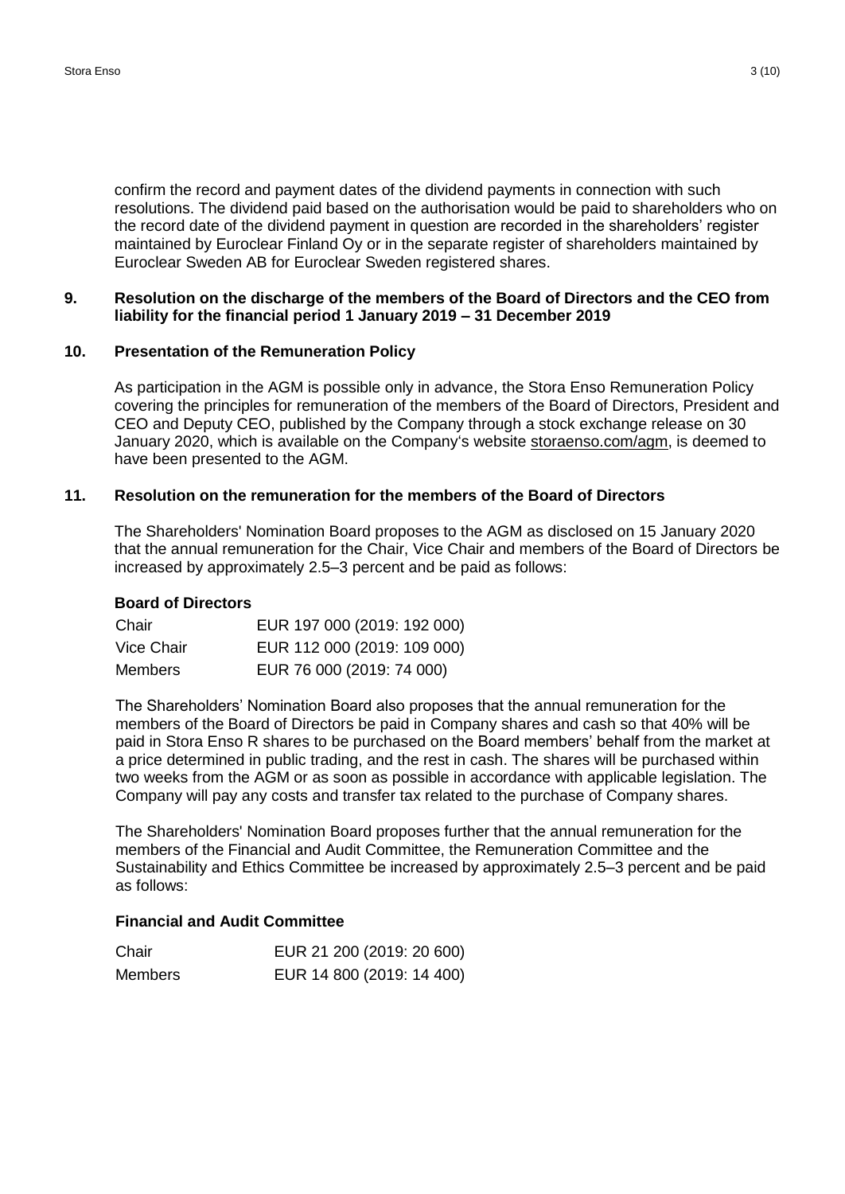confirm the record and payment dates of the dividend payments in connection with such resolutions. The dividend paid based on the authorisation would be paid to shareholders who on the record date of the dividend payment in question are recorded in the shareholders' register maintained by Euroclear Finland Oy or in the separate register of shareholders maintained by Euroclear Sweden AB for Euroclear Sweden registered shares.

## 9. Resolution on the discharge of the members of the Board of Directors and the CEO from liability for the financial period 1 January 2019 – 31 December 2019

## 10. Presentation of the Remuneration Policy

As participation in the AGM is possible only in advance, the Stora Enso Remuneration Policy covering the principles for remuneration of the members of the Board of Directors, President and CEO and Deputy CEO, published by the Company through a stock exchange release on 30 January 2020, which is available on the Company's website storaenso.com/agm, is deemed to have been presented to the AGM.

## 11. Resolution on the remuneration for the members of the Board of Directors

The Shareholders' Nomination Board proposes to the AGM as disclosed on 15 January 2020 that the annual remuneration for the Chair, Vice Chair and members of the Board of Directors be increased by approximately 2.5–3 percent and be paid as follows:

**Board of Directors**

| | |
|---|---|
| Chair | EUR 197 000 (2019: 192 000) |
| Vice Chair | EUR 112 000 (2019: 109 000) |
| Members | EUR 76 000 (2019: 74 000) |

The Shareholders' Nomination Board also proposes that the annual remuneration for the members of the Board of Directors be paid in Company shares and cash so that 40% will be paid in Stora Enso R shares to be purchased on the Board members' behalf from the market at a price determined in public trading, and the rest in cash. The shares will be purchased within two weeks from the AGM or as soon as possible in accordance with applicable legislation. The Company will pay any costs and transfer tax related to the purchase of Company shares.

The Shareholders' Nomination Board proposes further that the annual remuneration for the members of the Financial and Audit Committee, the Remuneration Committee and the Sustainability and Ethics Committee be increased by approximately 2.5–3 percent and be paid as follows:

**Financial and Audit Committee**

| | |
|---|---|
| Chair | EUR 21 200 (2019: 20 600) |
| Members | EUR 14 800 (2019: 14 400) |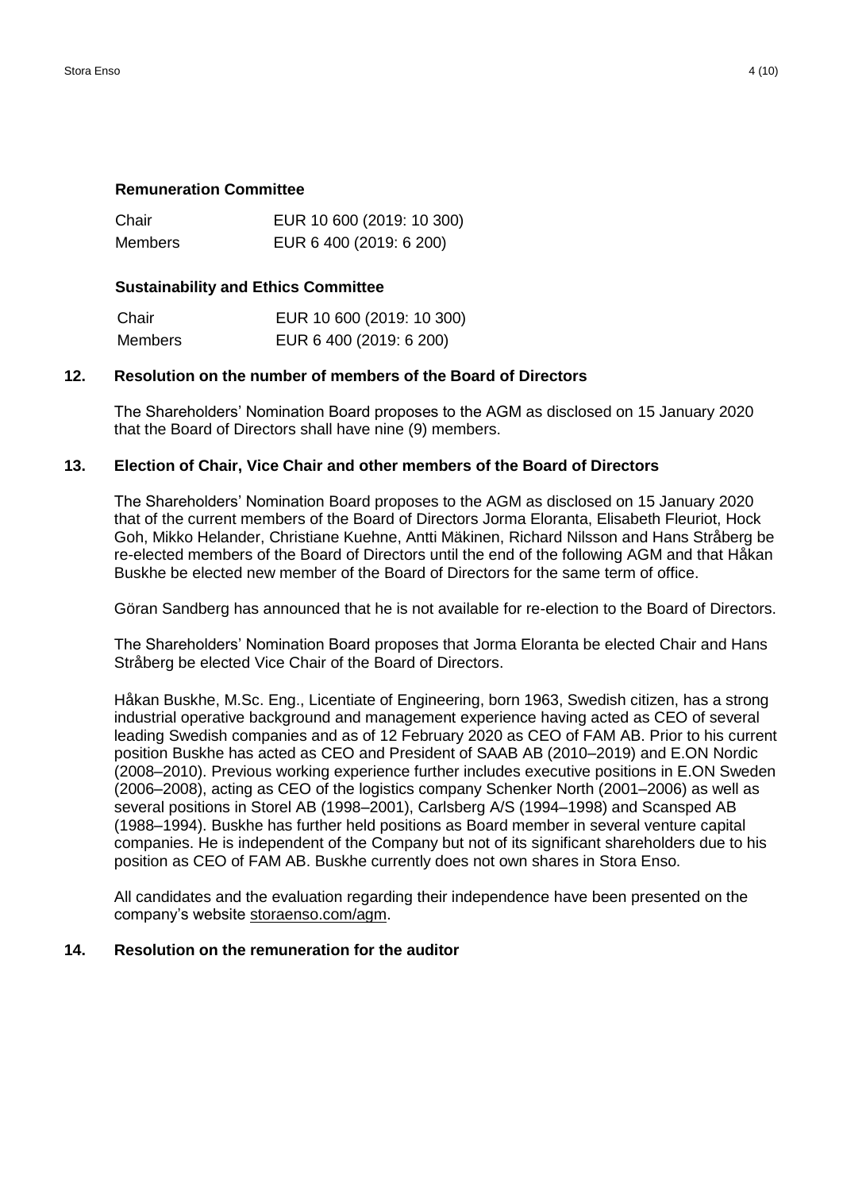**Remuneration Committee**

| | |
|---|---|
| Chair | EUR 10 600 (2019: 10 300) |
| Members | EUR 6 400 (2019: 6 200) |

**Sustainability and Ethics Committee**

| | |
|---|---|
| Chair | EUR 10 600 (2019: 10 300) |
| Members | EUR 6 400 (2019: 6 200) |

## 12. Resolution on the number of members of the Board of Directors

The Shareholders' Nomination Board proposes to the AGM as disclosed on 15 January 2020 that the Board of Directors shall have nine (9) members.

## 13. Election of Chair, Vice Chair and other members of the Board of Directors

The Shareholders' Nomination Board proposes to the AGM as disclosed on 15 January 2020 that of the current members of the Board of Directors Jorma Eloranta, Elisabeth Fleuriot, Hock Goh, Mikko Helander, Christiane Kuehne, Antti Mäkinen, Richard Nilsson and Hans Stråberg be re-elected members of the Board of Directors until the end of the following AGM and that Håkan Buskhe be elected new member of the Board of Directors for the same term of office.

Göran Sandberg has announced that he is not available for re-election to the Board of Directors.

The Shareholders' Nomination Board proposes that Jorma Eloranta be elected Chair and Hans Stråberg be elected Vice Chair of the Board of Directors.

Håkan Buskhe, M.Sc. Eng., Licentiate of Engineering, born 1963, Swedish citizen, has a strong industrial operative background and management experience having acted as CEO of several leading Swedish companies and as of 12 February 2020 as CEO of FAM AB. Prior to his current position Buskhe has acted as CEO and President of SAAB AB (2010–2019) and E.ON Nordic (2008–2010). Previous working experience further includes executive positions in E.ON Sweden (2006–2008), acting as CEO of the logistics company Schenker North (2001–2006) as well as several positions in Storel AB (1998–2001), Carlsberg A/S (1994–1998) and Scansped AB (1988–1994). Buskhe has further held positions as Board member in several venture capital companies. He is independent of the Company but not of its significant shareholders due to his position as CEO of FAM AB. Buskhe currently does not own shares in Stora Enso.

All candidates and the evaluation regarding their independence have been presented on the company's website storaenso.com/agm.

## 14. Resolution on the remuneration for the auditor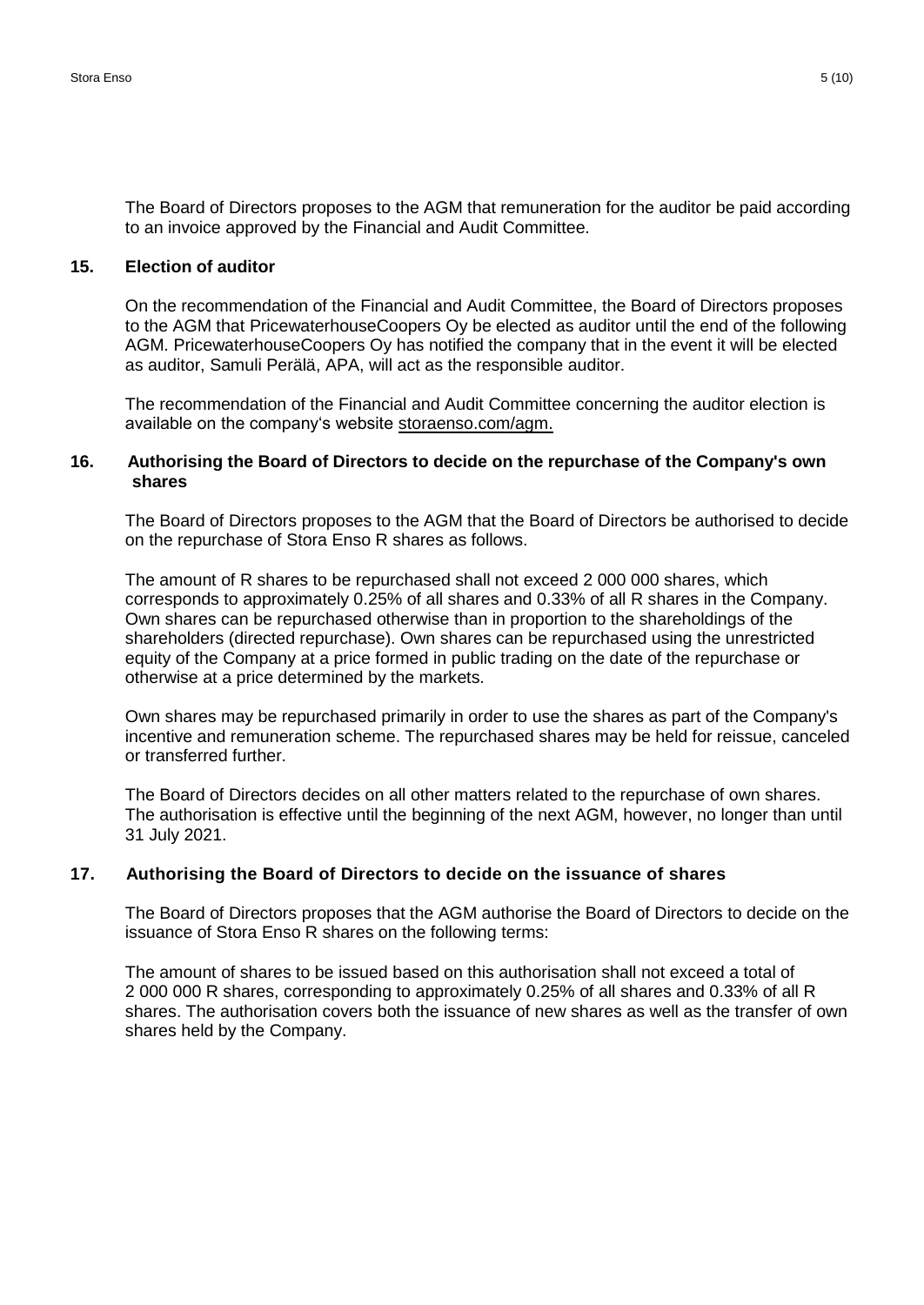The Board of Directors proposes to the AGM that remuneration for the auditor be paid according to an invoice approved by the Financial and Audit Committee.

## 15. Election of auditor

On the recommendation of the Financial and Audit Committee, the Board of Directors proposes to the AGM that PricewaterhouseCoopers Oy be elected as auditor until the end of the following AGM. PricewaterhouseCoopers Oy has notified the company that in the event it will be elected as auditor, Samuli Perälä, APA, will act as the responsible auditor.

The recommendation of the Financial and Audit Committee concerning the auditor election is available on the company's website storaenso.com/agm.

## 16. Authorising the Board of Directors to decide on the repurchase of the Company's own shares

The Board of Directors proposes to the AGM that the Board of Directors be authorised to decide on the repurchase of Stora Enso R shares as follows.

The amount of R shares to be repurchased shall not exceed 2 000 000 shares, which corresponds to approximately 0.25% of all shares and 0.33% of all R shares in the Company. Own shares can be repurchased otherwise than in proportion to the shareholdings of the shareholders (directed repurchase). Own shares can be repurchased using the unrestricted equity of the Company at a price formed in public trading on the date of the repurchase or otherwise at a price determined by the markets.

Own shares may be repurchased primarily in order to use the shares as part of the Company's incentive and remuneration scheme. The repurchased shares may be held for reissue, canceled or transferred further.

The Board of Directors decides on all other matters related to the repurchase of own shares. The authorisation is effective until the beginning of the next AGM, however, no longer than until 31 July 2021.

## 17. Authorising the Board of Directors to decide on the issuance of shares

The Board of Directors proposes that the AGM authorise the Board of Directors to decide on the issuance of Stora Enso R shares on the following terms:

The amount of shares to be issued based on this authorisation shall not exceed a total of 2 000 000 R shares, corresponding to approximately 0.25% of all shares and 0.33% of all R shares. The authorisation covers both the issuance of new shares as well as the transfer of own shares held by the Company.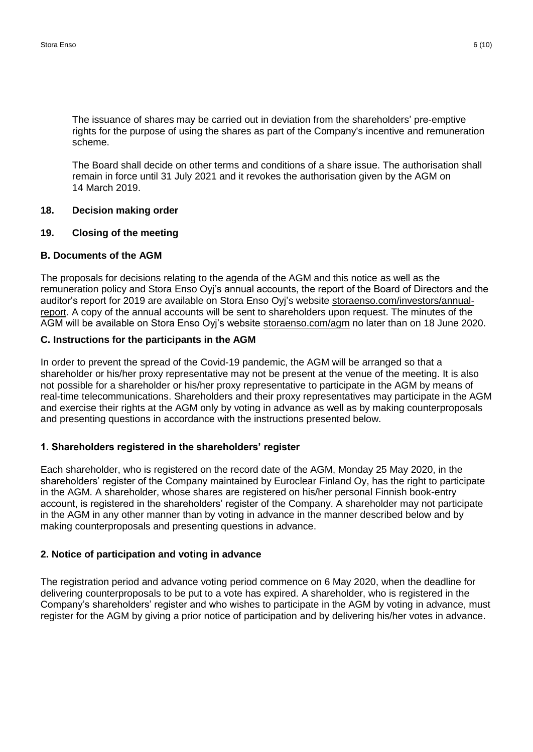The issuance of shares may be carried out in deviation from the shareholders' pre-emptive rights for the purpose of using the shares as part of the Company's incentive and remuneration scheme.

The Board shall decide on other terms and conditions of a share issue. The authorisation shall remain in force until 31 July 2021 and it revokes the authorisation given by the AGM on 14 March 2019.

**18. Decision making order**

**19. Closing of the meeting**

## B. Documents of the AGM

The proposals for decisions relating to the agenda of the AGM and this notice as well as the remuneration policy and Stora Enso Oyj's annual accounts, the report of the Board of Directors and the auditor's report for 2019 are available on Stora Enso Oyj's website storaenso.com/investors/annual-report. A copy of the annual accounts will be sent to shareholders upon request. The minutes of the AGM will be available on Stora Enso Oyj's website storaenso.com/agm no later than on 18 June 2020.

## C. Instructions for the participants in the AGM

In order to prevent the spread of the Covid-19 pandemic, the AGM will be arranged so that a shareholder or his/her proxy representative may not be present at the venue of the meeting. It is also not possible for a shareholder or his/her proxy representative to participate in the AGM by means of real-time telecommunications. Shareholders and their proxy representatives may participate in the AGM and exercise their rights at the AGM only by voting in advance as well as by making counterproposals and presenting questions in accordance with the instructions presented below.

### 1. Shareholders registered in the shareholders' register

Each shareholder, who is registered on the record date of the AGM, Monday 25 May 2020, in the shareholders' register of the Company maintained by Euroclear Finland Oy, has the right to participate in the AGM. A shareholder, whose shares are registered on his/her personal Finnish book-entry account, is registered in the shareholders' register of the Company. A shareholder may not participate in the AGM in any other manner than by voting in advance in the manner described below and by making counterproposals and presenting questions in advance.

### 2. Notice of participation and voting in advance

The registration period and advance voting period commence on 6 May 2020, when the deadline for delivering counterproposals to be put to a vote has expired. A shareholder, who is registered in the Company's shareholders' register and who wishes to participate in the AGM by voting in advance, must register for the AGM by giving a prior notice of participation and by delivering his/her votes in advance.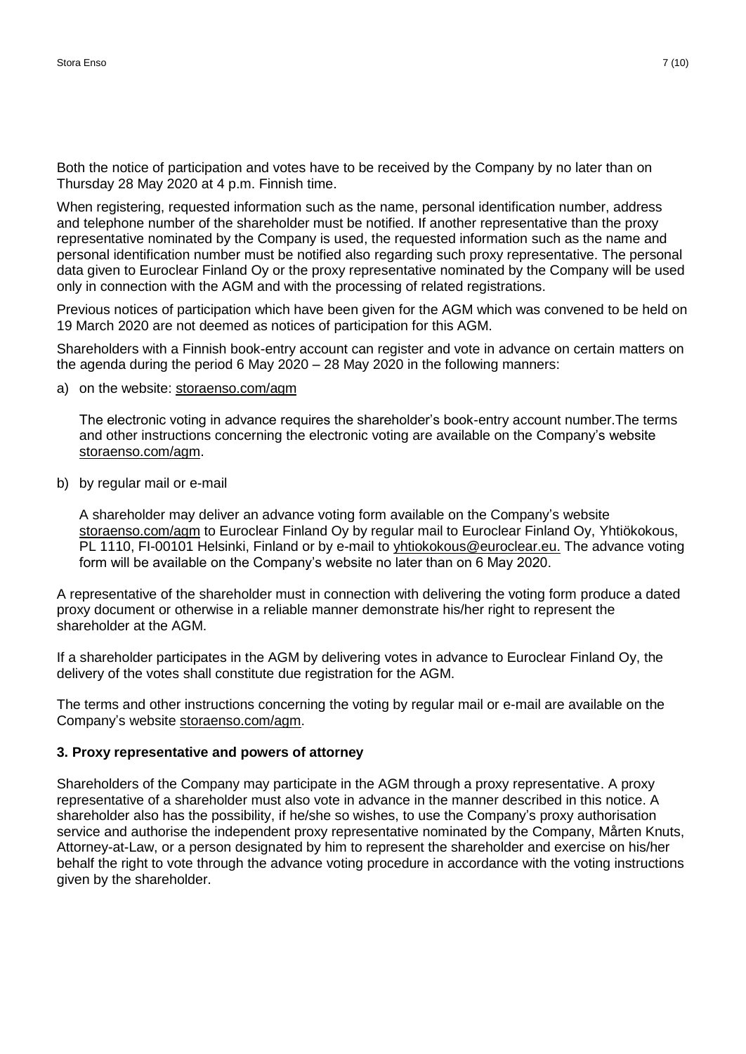Both the notice of participation and votes have to be received by the Company by no later than on Thursday 28 May 2020 at 4 p.m. Finnish time.

When registering, requested information such as the name, personal identification number, address and telephone number of the shareholder must be notified. If another representative than the proxy representative nominated by the Company is used, the requested information such as the name and personal identification number must be notified also regarding such proxy representative. The personal data given to Euroclear Finland Oy or the proxy representative nominated by the Company will be used only in connection with the AGM and with the processing of related registrations.

Previous notices of participation which have been given for the AGM which was convened to be held on 19 March 2020 are not deemed as notices of participation for this AGM.

Shareholders with a Finnish book-entry account can register and vote in advance on certain matters on the agenda during the period 6 May 2020 – 28 May 2020 in the following manners:

a) on the website: storaenso.com/agm

   The electronic voting in advance requires the shareholder's book-entry account number.The terms and other instructions concerning the electronic voting are available on the Company's website storaenso.com/agm.

b) by regular mail or e-mail

   A shareholder may deliver an advance voting form available on the Company's website storaenso.com/agm to Euroclear Finland Oy by regular mail to Euroclear Finland Oy, Yhtiökokous, PL 1110, FI-00101 Helsinki, Finland or by e-mail to yhtiokokous@euroclear.eu. The advance voting form will be available on the Company's website no later than on 6 May 2020.

A representative of the shareholder must in connection with delivering the voting form produce a dated proxy document or otherwise in a reliable manner demonstrate his/her right to represent the shareholder at the AGM.

If a shareholder participates in the AGM by delivering votes in advance to Euroclear Finland Oy, the delivery of the votes shall constitute due registration for the AGM.

The terms and other instructions concerning the voting by regular mail or e-mail are available on the Company's website storaenso.com/agm.

**3. Proxy representative and powers of attorney**

Shareholders of the Company may participate in the AGM through a proxy representative. A proxy representative of a shareholder must also vote in advance in the manner described in this notice. A shareholder also has the possibility, if he/she so wishes, to use the Company's proxy authorisation service and authorise the independent proxy representative nominated by the Company, Mårten Knuts, Attorney-at-Law, or a person designated by him to represent the shareholder and exercise on his/her behalf the right to vote through the advance voting procedure in accordance with the voting instructions given by the shareholder.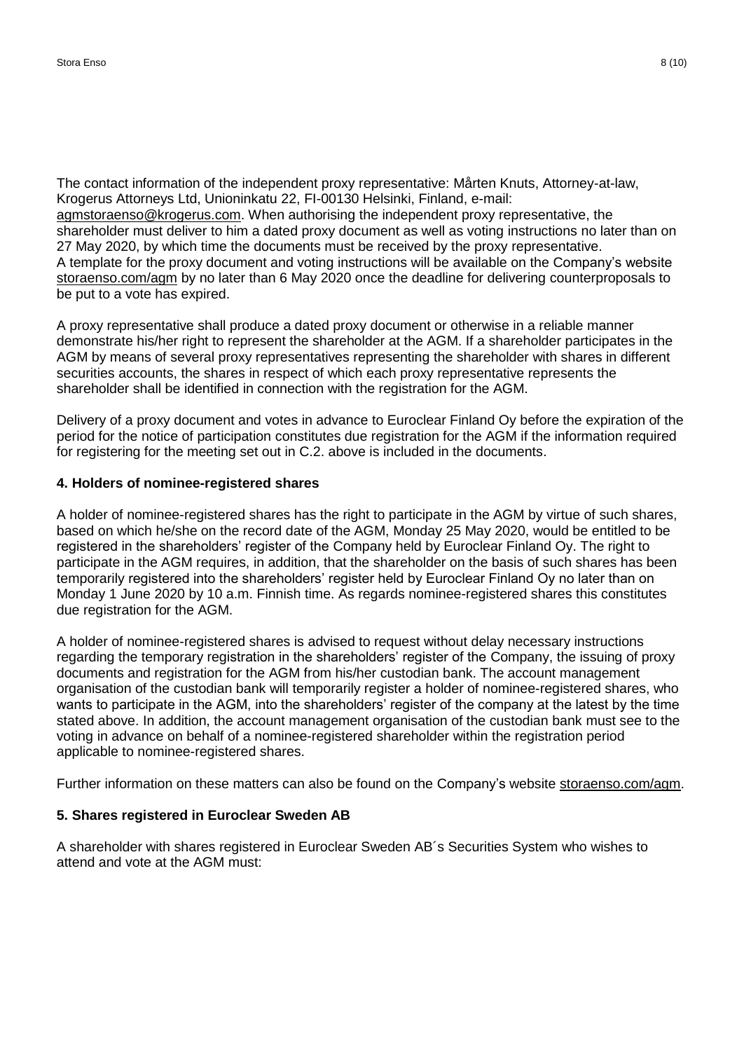The contact information of the independent proxy representative: Mårten Knuts, Attorney-at-law, Krogerus Attorneys Ltd, Unioninkatu 22, FI-00130 Helsinki, Finland, e-mail: agmstoraenso@krogerus.com. When authorising the independent proxy representative, the shareholder must deliver to him a dated proxy document as well as voting instructions no later than on 27 May 2020, by which time the documents must be received by the proxy representative. A template for the proxy document and voting instructions will be available on the Company's website storaenso.com/agm by no later than 6 May 2020 once the deadline for delivering counterproposals to be put to a vote has expired.

A proxy representative shall produce a dated proxy document or otherwise in a reliable manner demonstrate his/her right to represent the shareholder at the AGM. If a shareholder participates in the AGM by means of several proxy representatives representing the shareholder with shares in different securities accounts, the shares in respect of which each proxy representative represents the shareholder shall be identified in connection with the registration for the AGM.

Delivery of a proxy document and votes in advance to Euroclear Finland Oy before the expiration of the period for the notice of participation constitutes due registration for the AGM if the information required for registering for the meeting set out in C.2. above is included in the documents.

**4. Holders of nominee-registered shares**

A holder of nominee-registered shares has the right to participate in the AGM by virtue of such shares, based on which he/she on the record date of the AGM, Monday 25 May 2020, would be entitled to be registered in the shareholders' register of the Company held by Euroclear Finland Oy. The right to participate in the AGM requires, in addition, that the shareholder on the basis of such shares has been temporarily registered into the shareholders' register held by Euroclear Finland Oy no later than on Monday 1 June 2020 by 10 a.m. Finnish time. As regards nominee-registered shares this constitutes due registration for the AGM.

A holder of nominee-registered shares is advised to request without delay necessary instructions regarding the temporary registration in the shareholders' register of the Company, the issuing of proxy documents and registration for the AGM from his/her custodian bank. The account management organisation of the custodian bank will temporarily register a holder of nominee-registered shares, who wants to participate in the AGM, into the shareholders' register of the company at the latest by the time stated above. In addition, the account management organisation of the custodian bank must see to the voting in advance on behalf of a nominee-registered shareholder within the registration period applicable to nominee-registered shares.

Further information on these matters can also be found on the Company's website storaenso.com/agm.

**5. Shares registered in Euroclear Sweden AB**

A shareholder with shares registered in Euroclear Sweden AB´s Securities System who wishes to attend and vote at the AGM must: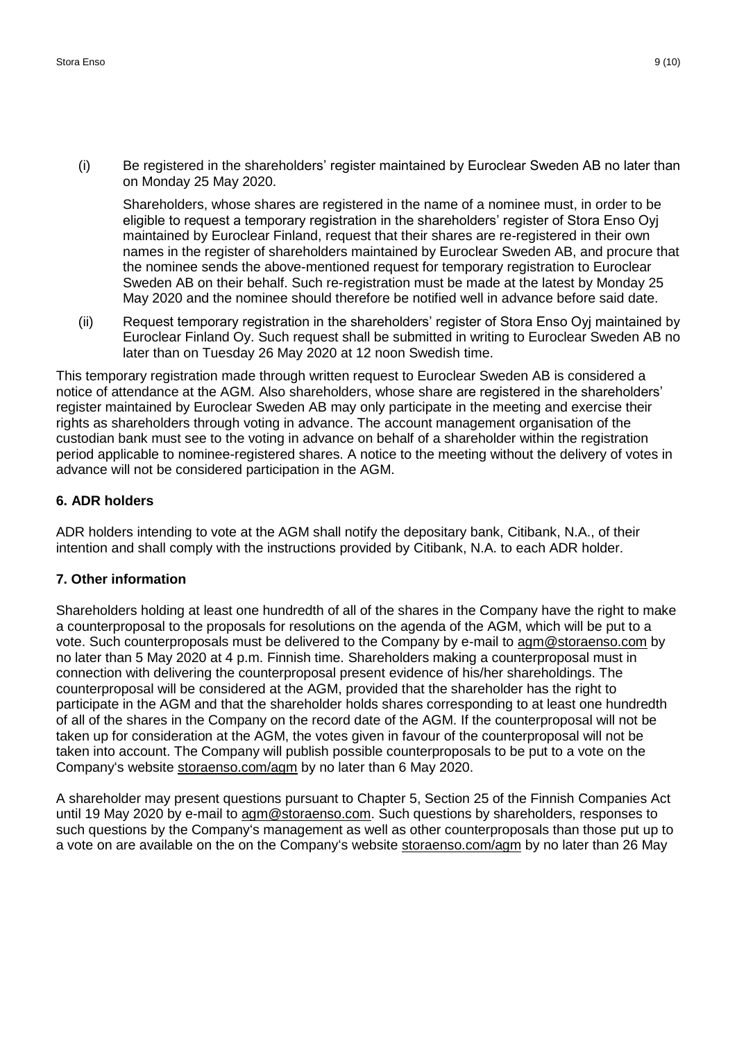(i) Be registered in the shareholders' register maintained by Euroclear Sweden AB no later than on Monday 25 May 2020.

Shareholders, whose shares are registered in the name of a nominee must, in order to be eligible to request a temporary registration in the shareholders' register of Stora Enso Oyj maintained by Euroclear Finland, request that their shares are re-registered in their own names in the register of shareholders maintained by Euroclear Sweden AB, and procure that the nominee sends the above-mentioned request for temporary registration to Euroclear Sweden AB on their behalf. Such re-registration must be made at the latest by Monday 25 May 2020 and the nominee should therefore be notified well in advance before said date.

(ii) Request temporary registration in the shareholders' register of Stora Enso Oyj maintained by Euroclear Finland Oy. Such request shall be submitted in writing to Euroclear Sweden AB no later than on Tuesday 26 May 2020 at 12 noon Swedish time.

This temporary registration made through written request to Euroclear Sweden AB is considered a notice of attendance at the AGM. Also shareholders, whose share are registered in the shareholders' register maintained by Euroclear Sweden AB may only participate in the meeting and exercise their rights as shareholders through voting in advance. The account management organisation of the custodian bank must see to the voting in advance on behalf of a shareholder within the registration period applicable to nominee-registered shares. A notice to the meeting without the delivery of votes in advance will not be considered participation in the AGM.

## 6. ADR holders

ADR holders intending to vote at the AGM shall notify the depositary bank, Citibank, N.A., of their intention and shall comply with the instructions provided by Citibank, N.A. to each ADR holder.

## 7. Other information

Shareholders holding at least one hundredth of all of the shares in the Company have the right to make a counterproposal to the proposals for resolutions on the agenda of the AGM, which will be put to a vote. Such counterproposals must be delivered to the Company by e-mail to agm@storaenso.com by no later than 5 May 2020 at 4 p.m. Finnish time. Shareholders making a counterproposal must in connection with delivering the counterproposal present evidence of his/her shareholdings. The counterproposal will be considered at the AGM, provided that the shareholder has the right to participate in the AGM and that the shareholder holds shares corresponding to at least one hundredth of all of the shares in the Company on the record date of the AGM. If the counterproposal will not be taken up for consideration at the AGM, the votes given in favour of the counterproposal will not be taken into account. The Company will publish possible counterproposals to be put to a vote on the Company's website storaenso.com/agm by no later than 6 May 2020.

A shareholder may present questions pursuant to Chapter 5, Section 25 of the Finnish Companies Act until 19 May 2020 by e-mail to agm@storaenso.com. Such questions by shareholders, responses to such questions by the Company's management as well as other counterproposals than those put up to a vote on are available on the on the Company's website storaenso.com/agm by no later than 26 May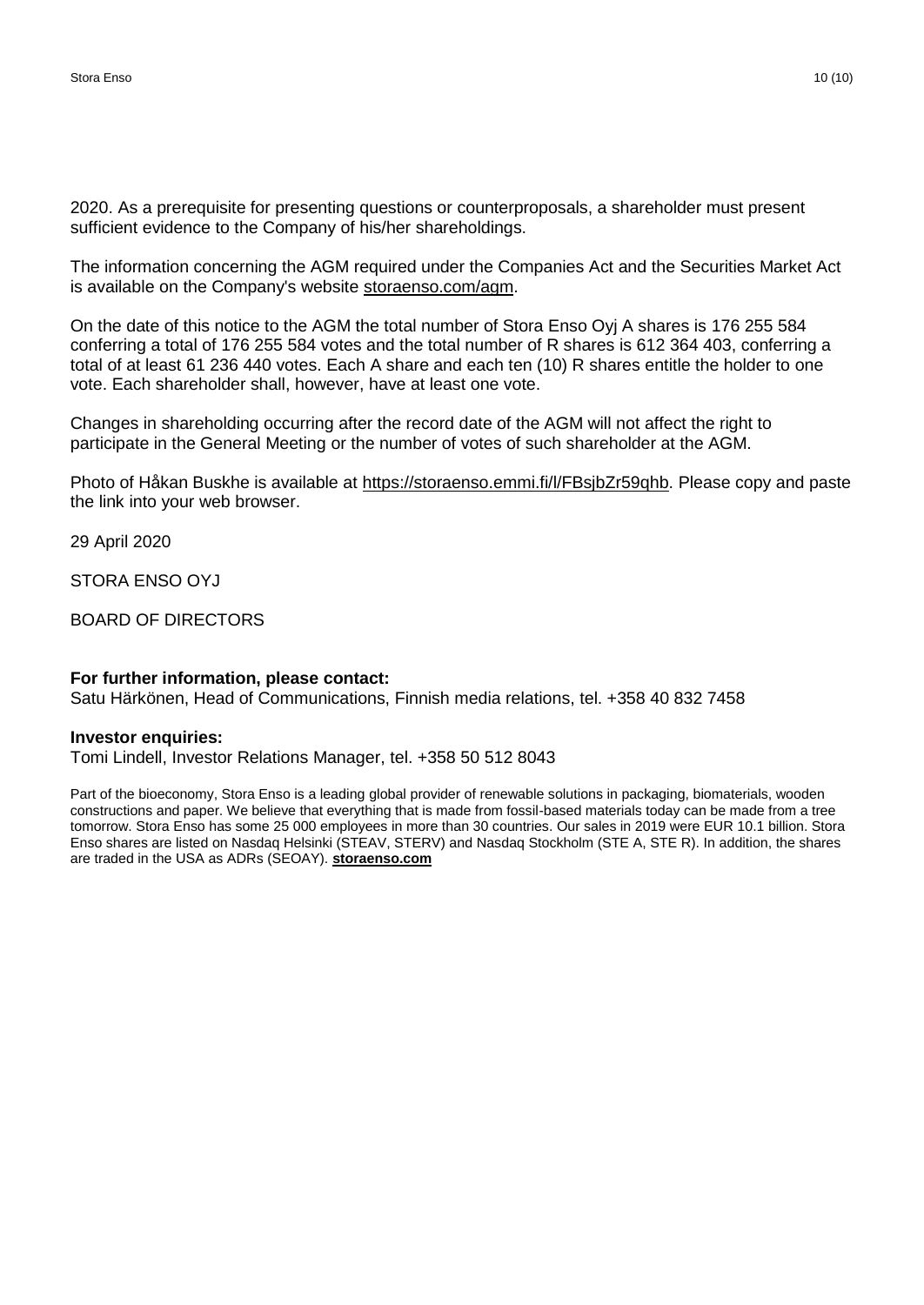2020. As a prerequisite for presenting questions or counterproposals, a shareholder must present sufficient evidence to the Company of his/her shareholdings.

The information concerning the AGM required under the Companies Act and the Securities Market Act is available on the Company's website storaenso.com/agm.

On the date of this notice to the AGM the total number of Stora Enso Oyj A shares is 176 255 584 conferring a total of 176 255 584 votes and the total number of R shares is 612 364 403, conferring a total of at least 61 236 440 votes. Each A share and each ten (10) R shares entitle the holder to one vote. Each shareholder shall, however, have at least one vote.

Changes in shareholding occurring after the record date of the AGM will not affect the right to participate in the General Meeting or the number of votes of such shareholder at the AGM.

Photo of Håkan Buskhe is available at https://storaenso.emmi.fi/l/FBsjbZr59qhb. Please copy and paste the link into your web browser.

29 April 2020

STORA ENSO OYJ

BOARD OF DIRECTORS

**For further information, please contact:**
Satu Härkönen, Head of Communications, Finnish media relations, tel. +358 40 832 7458

**Investor enquiries:**
Tomi Lindell, Investor Relations Manager, tel. +358 50 512 8043

Part of the bioeconomy, Stora Enso is a leading global provider of renewable solutions in packaging, biomaterials, wooden constructions and paper. We believe that everything that is made from fossil-based materials today can be made from a tree tomorrow. Stora Enso has some 25 000 employees in more than 30 countries. Our sales in 2019 were EUR 10.1 billion. Stora Enso shares are listed on Nasdaq Helsinki (STEAV, STERV) and Nasdaq Stockholm (STE A, STE R). In addition, the shares are traded in the USA as ADRs (SEOAY). **storaenso.com**